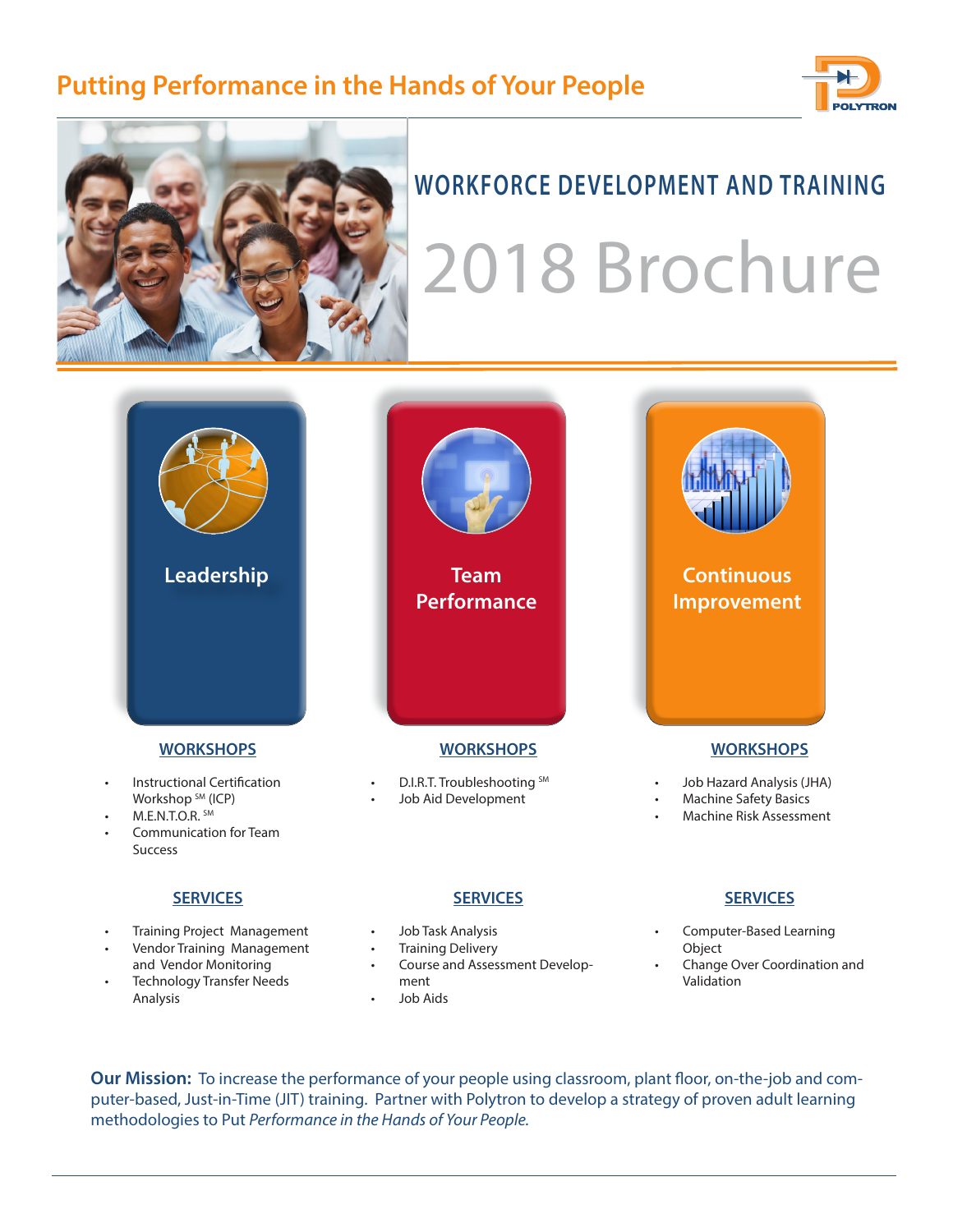# Putting Performance in the Hands of Your People

POLYTRON

## WORKFORCE DEVELOPMENT AND TRAINING

# 2018 Brochure

## Leadership

### WORKSHOPS

- Instructional Certification Workshop SM (ICP)
- M.E.N.T.O.R. SM
- Communication for Team Success

### SERVICES

- Training Project Management
- Vendor Training Management and Vendor Monitoring
- Technology Transfer Needs Analysis

## Team Performance

### WORKSHOPS

- D.I.R.T. Troubleshooting SM
- Job Aid Development

### SERVICES

- Job Task Analysis
- Training Delivery
- Course and Assessment Development
- Job Aids

## Continuous Improvement

### WORKSHOPS

- Job Hazard Analysis (JHA)
- Machine Safety Basics
- Machine Risk Assessment

### SERVICES

- Computer-Based Learning Object
- Change Over Coordination and Validation

**Our Mission:** To increase the performance of your people using classroom, plant floor, on-the-job and computer-based, Just-in-Time (JIT) training. Partner with Polytron to develop a strategy of proven adult learning methodologies to Put *Performance in the Hands of Your People.*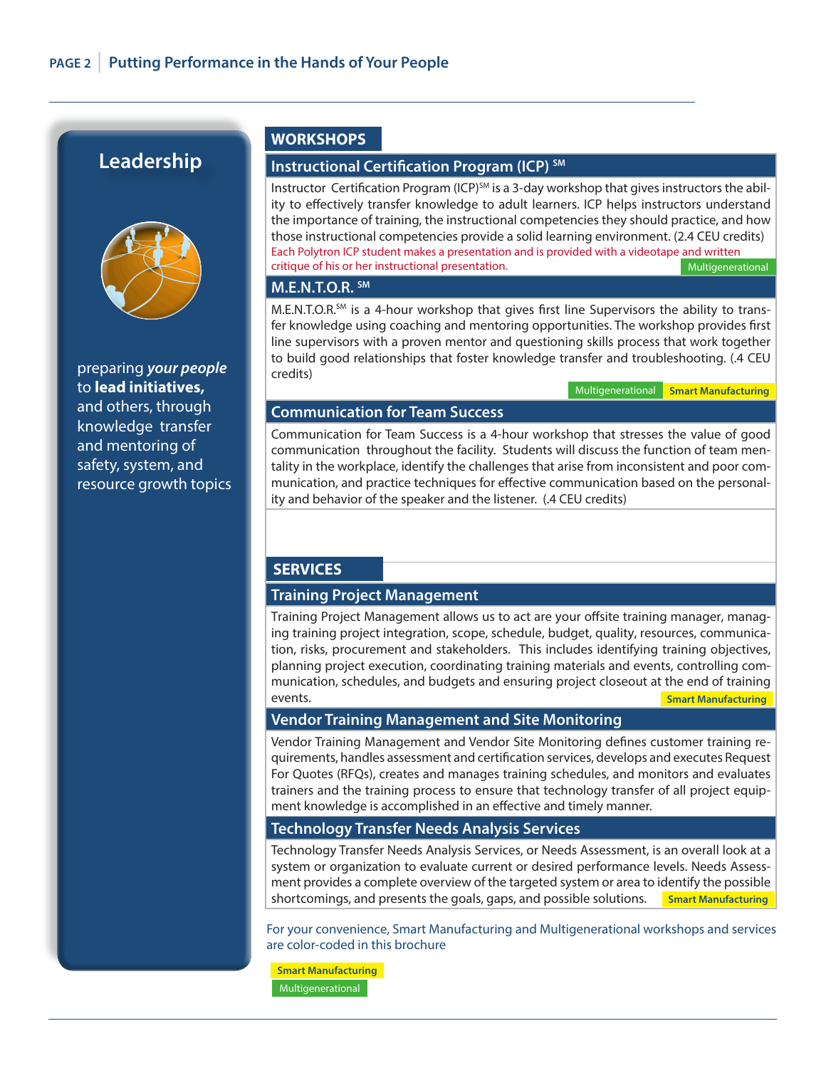# Leadership

preparing *your people* to **lead initiatives,** and others, through knowledge transfer and mentoring of safety, system, and resource growth topics

## WORKSHOPS

### Instructional Certification Program (ICP) SM

Instructor Certification Program (ICP)SM is a 3-day workshop that gives instructors the ability to effectively transfer knowledge to adult learners. ICP helps instructors understand the importance of training, the instructional competencies they should practice, and how those instructional competencies provide a solid learning environment. (2.4 CEU credits)

Each Polytron ICP student makes a presentation and is provided with a videotape and written critique of his or her instructional presentation.

Multigenerational

### M.E.N.T.O.R. SM

M.E.N.T.O.R.SM is a 4-hour workshop that gives first line Supervisors the ability to transfer knowledge using coaching and mentoring opportunities. The workshop provides first line supervisors with a proven mentor and questioning skills process that work together to build good relationships that foster knowledge transfer and troubleshooting. (.4 CEU credits)

Multigenerational | Smart Manufacturing

### Communication for Team Success

Communication for Team Success is a 4-hour workshop that stresses the value of good communication throughout the facility. Students will discuss the function of team mentality in the workplace, identify the challenges that arise from inconsistent and poor communication, and practice techniques for effective communication based on the personality and behavior of the speaker and the listener. (.4 CEU credits)

## SERVICES

### Training Project Management

Training Project Management allows us to act are your offsite training manager, managing training project integration, scope, schedule, budget, quality, resources, communication, risks, procurement and stakeholders. This includes identifying training objectives, planning project execution, coordinating training materials and events, controlling communication, schedules, and budgets and ensuring project closeout at the end of training events.

Smart Manufacturing

### Vendor Training Management and Site Monitoring

Vendor Training Management and Vendor Site Monitoring defines customer training requirements, handles assessment and certification services, develops and executes Request For Quotes (RFQs), creates and manages training schedules, and monitors and evaluates trainers and the training process to ensure that technology transfer of all project equipment knowledge is accomplished in an effective and timely manner.

### Technology Transfer Needs Analysis Services

Technology Transfer Needs Analysis Services, or Needs Assessment, is an overall look at a system or organization to evaluate current or desired performance levels. Needs Assessment provides a complete overview of the targeted system or area to identify the possible shortcomings, and presents the goals, gaps, and possible solutions.

Smart Manufacturing

For your convenience, Smart Manufacturing and Multigenerational workshops and services are color-coded in this brochure

Smart Manufacturing

Multigenerational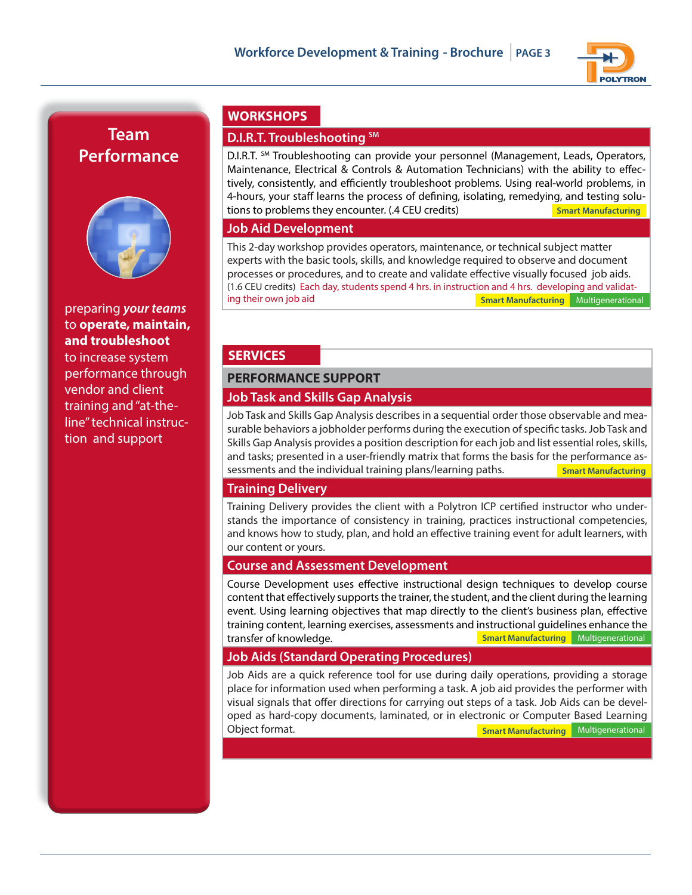## Team Performance

preparing *your teams* to **operate, maintain, and troubleshoot** to increase system performance through vendor and client training and "at-the-line" technical instruction and support

## WORKSHOPS

### D.I.R.T. Troubleshooting SM

D.I.R.T. SM Troubleshooting can provide your personnel (Management, Leads, Operators, Maintenance, Electrical & Controls & Automation Technicians) with the ability to effectively, consistently, and efficiently troubleshoot problems. Using real-world problems, in 4-hours, your staff learns the process of defining, isolating, remedying, and testing solutions to problems they encounter. (.4 CEU credits)

Smart Manufacturing

### Job Aid Development

This 2-day workshop provides operators, maintenance, or technical subject matter experts with the basic tools, skills, and knowledge required to observe and document processes or procedures, and to create and validate effective visually focused job aids. (1.6 CEU credits) Each day, students spend 4 hrs. in instruction and 4 hrs. developing and validating their own job aid

Smart Manufacturing | Multigenerational

## SERVICES

### PERFORMANCE SUPPORT

### Job Task and Skills Gap Analysis

Job Task and Skills Gap Analysis describes in a sequential order those observable and measurable behaviors a jobholder performs during the execution of specific tasks. Job Task and Skills Gap Analysis provides a position description for each job and list essential roles, skills, and tasks; presented in a user-friendly matrix that forms the basis for the performance assessments and the individual training plans/learning paths.

Smart Manufacturing

### Training Delivery

Training Delivery provides the client with a Polytron ICP certified instructor who understands the importance of consistency in training, practices instructional competencies, and knows how to study, plan, and hold an effective training event for adult learners, with our content or yours.

### Course and Assessment Development

Course Development uses effective instructional design techniques to develop course content that effectively supports the trainer, the student, and the client during the learning event. Using learning objectives that map directly to the client's business plan, effective training content, learning exercises, assessments and instructional guidelines enhance the transfer of knowledge.

Smart Manufacturing | Multigenerational

### Job Aids (Standard Operating Procedures)

Job Aids are a quick reference tool for use during daily operations, providing a storage place for information used when performing a task. A job aid provides the performer with visual signals that offer directions for carrying out steps of a task. Job Aids can be developed as hard-copy documents, laminated, or in electronic or Computer Based Learning Object format.

Smart Manufacturing | Multigenerational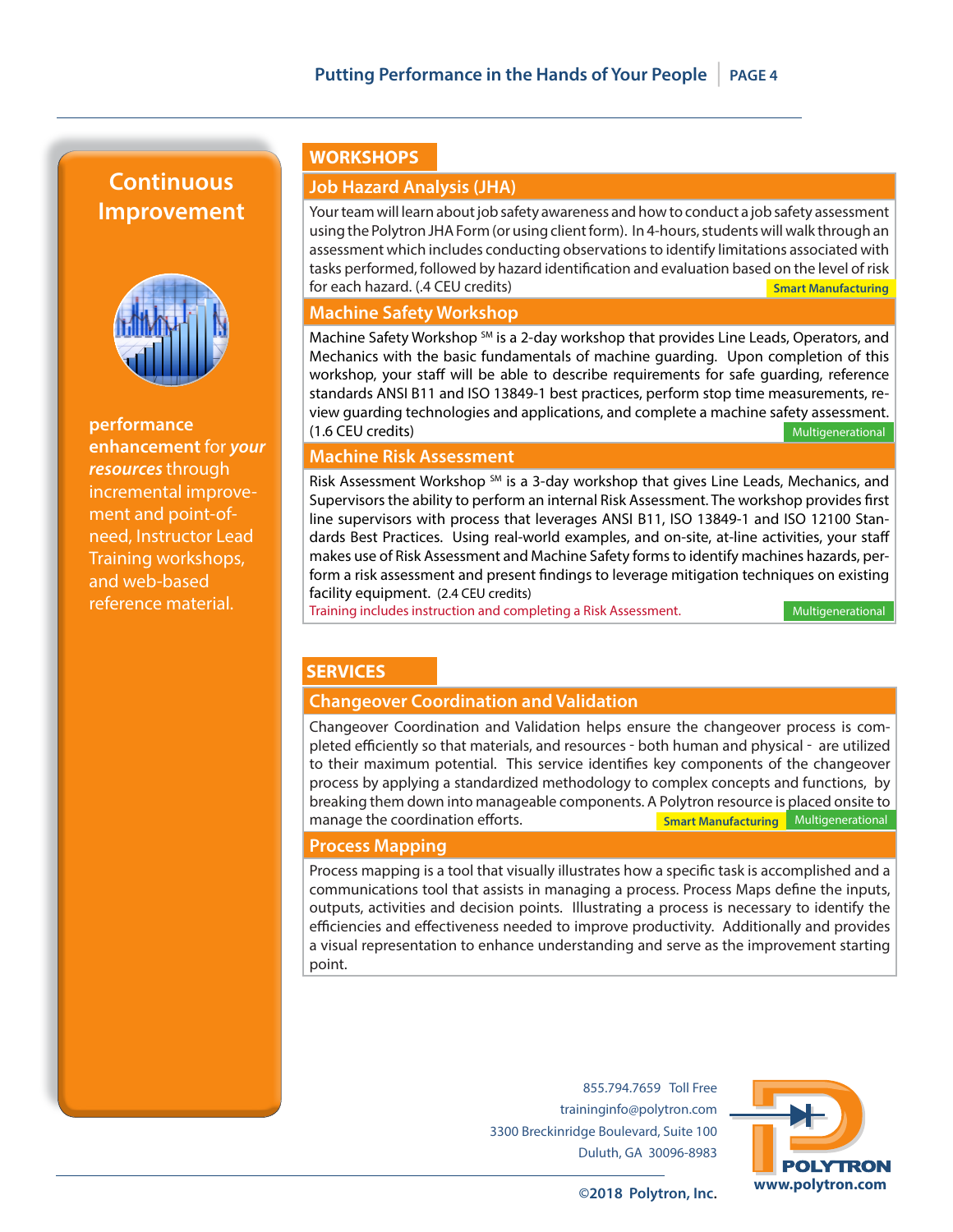# Continuous Improvement

**performance enhancement** for ***your resources*** through incremental improvement and point-of-need, Instructor Lead Training workshops, and web-based reference material.

## WORKSHOPS

### Job Hazard Analysis (JHA)

Your team will learn about job safety awareness and how to conduct a job safety assessment using the Polytron JHA Form (or using client form). In 4-hours, students will walk through an assessment which includes conducting observations to identify limitations associated with tasks performed, followed by hazard identification and evaluation based on the level of risk for each hazard. (.4 CEU credits)

Smart Manufacturing

### Machine Safety Workshop

Machine Safety Workshop SM is a 2-day workshop that provides Line Leads, Operators, and Mechanics with the basic fundamentals of machine guarding. Upon completion of this workshop, your staff will be able to describe requirements for safe guarding, reference standards ANSI B11 and ISO 13849-1 best practices, perform stop time measurements, review guarding technologies and applications, and complete a machine safety assessment. (1.6 CEU credits)

Multigenerational

### Machine Risk Assessment

Risk Assessment Workshop SM is a 3-day workshop that gives Line Leads, Mechanics, and Supervisors the ability to perform an internal Risk Assessment. The workshop provides first line supervisors with process that leverages ANSI B11, ISO 13849-1 and ISO 12100 Standards Best Practices. Using real-world examples, and on-site, at-line activities, your staff makes use of Risk Assessment and Machine Safety forms to identify machines hazards, perform a risk assessment and present findings to leverage mitigation techniques on existing facility equipment. (2.4 CEU credits)

Training includes instruction and completing a Risk Assessment.

Multigenerational

## SERVICES

### Changeover Coordination and Validation

Changeover Coordination and Validation helps ensure the changeover process is completed efficiently so that materials, and resources - both human and physical - are utilized to their maximum potential. This service identifies key components of the changeover process by applying a standardized methodology to complex concepts and functions, by breaking them down into manageable components. A Polytron resource is placed onsite to manage the coordination efforts.

Smart Manufacturing | Multigenerational

### Process Mapping

Process mapping is a tool that visually illustrates how a specific task is accomplished and a communications tool that assists in managing a process. Process Maps define the inputs, outputs, activities and decision points. Illustrating a process is necessary to identify the efficiencies and effectiveness needed to improve productivity. Additionally and provides a visual representation to enhance understanding and serve as the improvement starting point.

855.794.7659 Toll Free
traininginfo@polytron.com
3300 Breckinridge Boulevard, Suite 100
Duluth, GA 30096-8983

POLYTRON
www.polytron.com

©2018 Polytron, Inc.